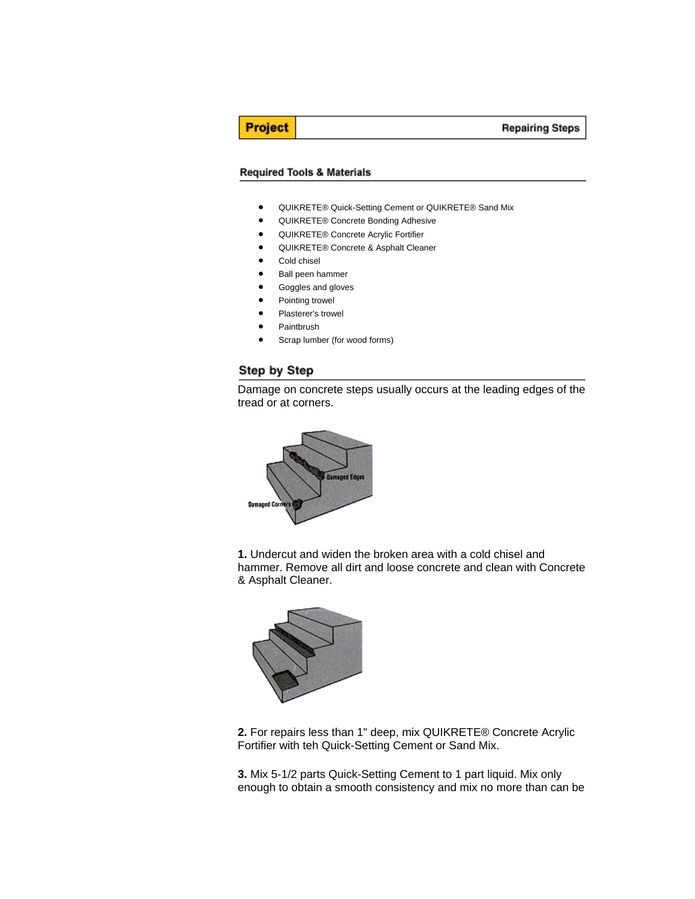**Project** | **Repairing Steps**

## Required Tools & Materials

- QUIKRETE® Quick-Setting Cement or QUIKRETE® Sand Mix
- QUIKRETE® Concrete Bonding Adhesive
- QUIKRETE® Concrete Acrylic Fortifier
- QUIKRETE® Concrete & Asphalt Cleaner
- Cold chisel
- Ball peen hammer
- Goggles and gloves
- Pointing trowel
- Plasterer's trowel
- Paintbrush
- Scrap lumber (for wood forms)

## Step by Step

Damage on concrete steps usually occurs at the leading edges of the tread or at corners.

**1.** Undercut and widen the broken area with a cold chisel and hammer. Remove all dirt and loose concrete and clean with Concrete & Asphalt Cleaner.

**2.** For repairs less than 1" deep, mix QUIKRETE® Concrete Acrylic Fortifier with teh Quick-Setting Cement or Sand Mix.

**3.** Mix 5-1/2 parts Quick-Setting Cement to 1 part liquid. Mix only enough to obtain a smooth consistency and mix no more than can be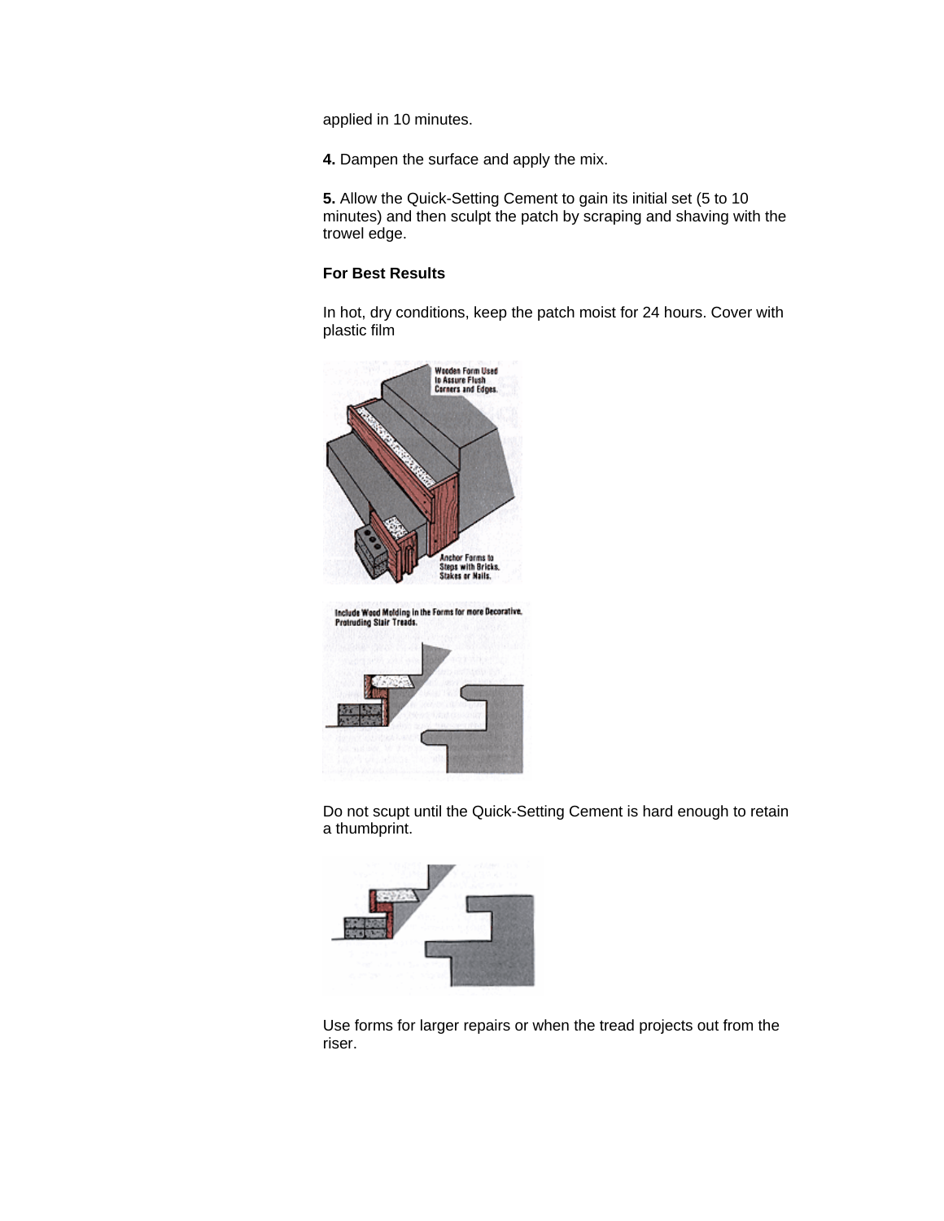applied in 10 minutes.

**4.** Dampen the surface and apply the mix.

**5.** Allow the Quick-Setting Cement to gain its initial set (5 to 10 minutes) and then sculpt the patch by scraping and shaving with the trowel edge.

**For Best Results**

In hot, dry conditions, keep the patch moist for 24 hours. Cover with plastic film

Do not scupt until the Quick-Setting Cement is hard enough to retain a thumbprint.

Use forms for larger repairs or when the tread projects out from the riser.